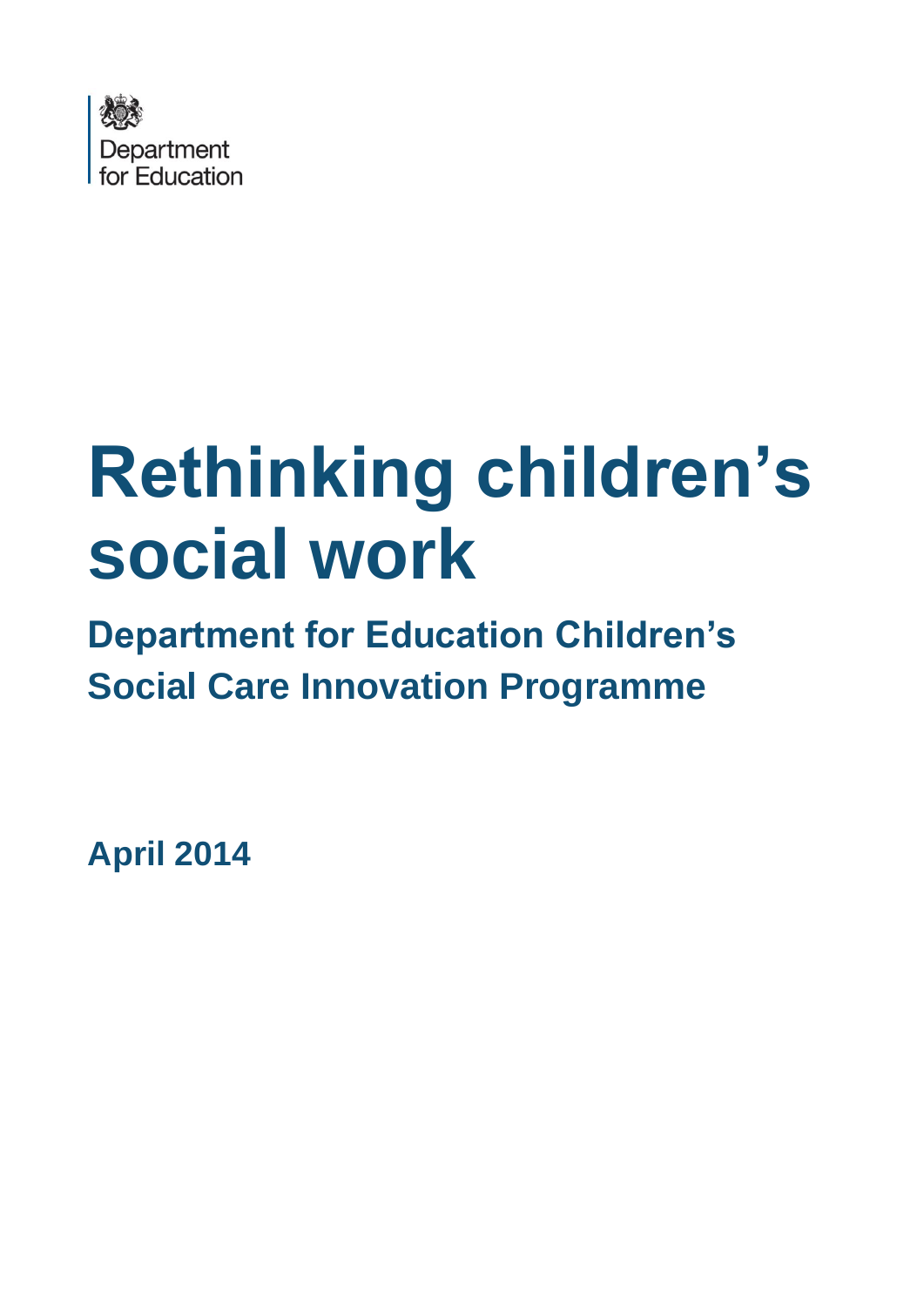Department for Education

# Rethinking children's social work

## Department for Education Children's Social Care Innovation Programme

**April 2014**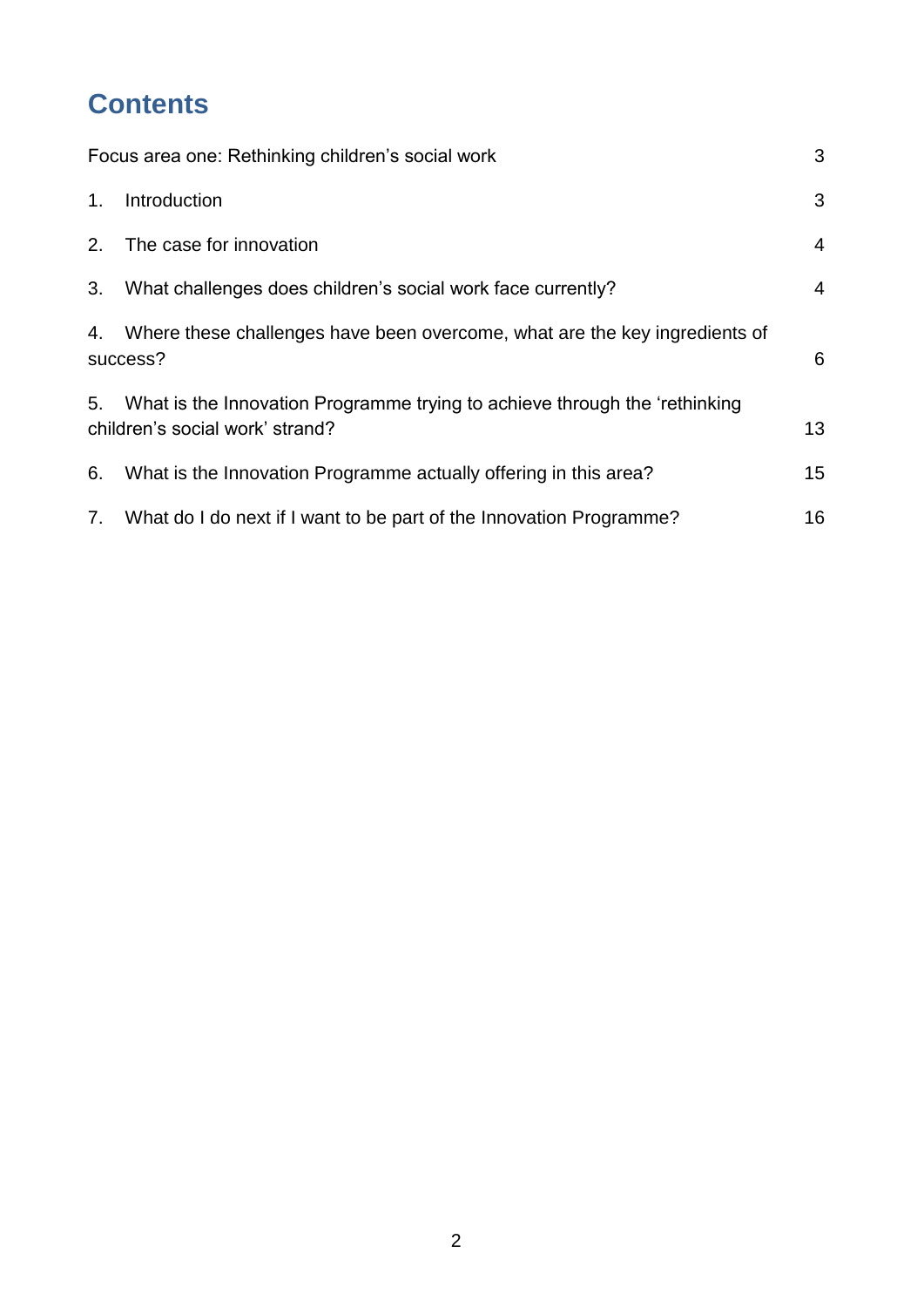# Contents

| | |
|---|---|
| Focus area one: Rethinking children's social work | 3 |
| 1. Introduction | 3 |
| 2. The case for innovation | 4 |
| 3. What challenges does children's social work face currently? | 4 |
| 4. Where these challenges have been overcome, what are the key ingredients of success? | 6 |
| 5. What is the Innovation Programme trying to achieve through the 'rethinking children's social work' strand? | 13 |
| 6. What is the Innovation Programme actually offering in this area? | 15 |
| 7. What do I do next if I want to be part of the Innovation Programme? | 16 |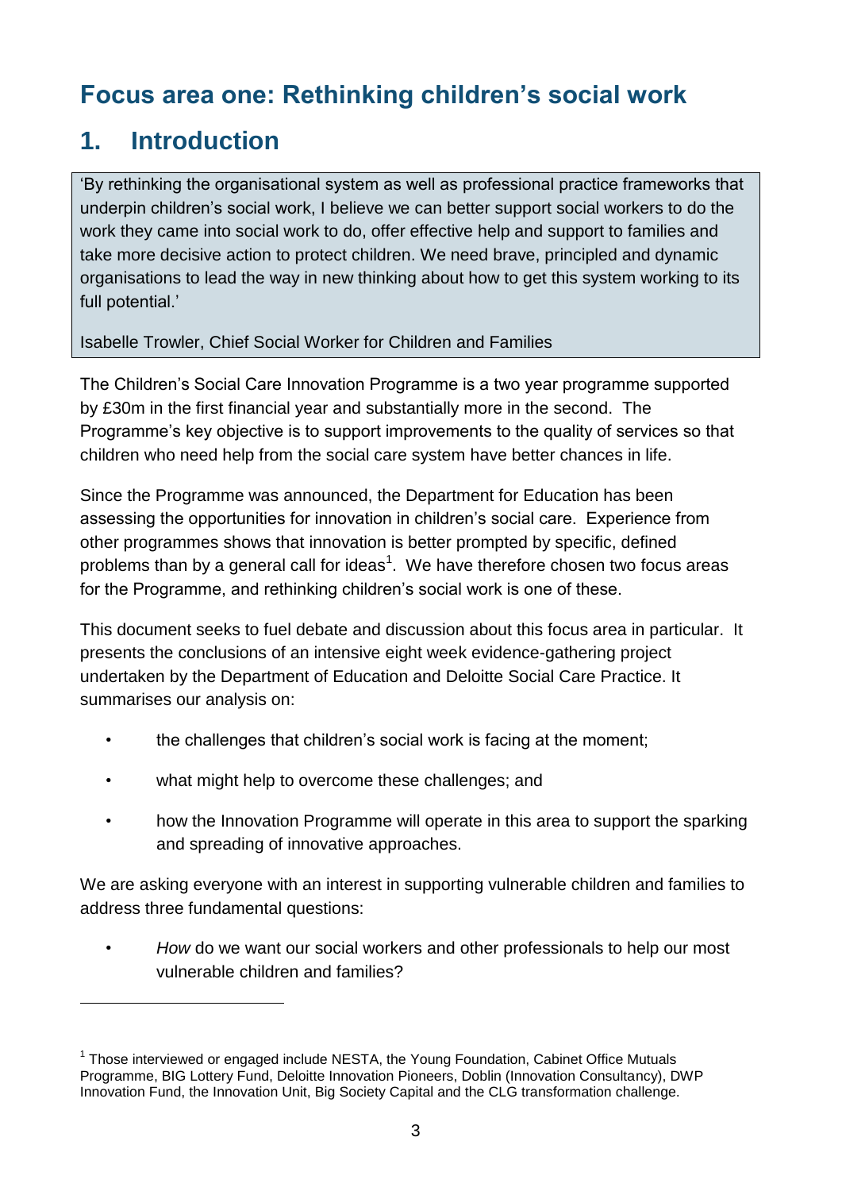# Focus area one: Rethinking children's social work

## 1. Introduction

> 'By rethinking the organisational system as well as professional practice frameworks that underpin children's social work, I believe we can better support social workers to do the work they came into social work to do, offer effective help and support to families and take more decisive action to protect children. We need brave, principled and dynamic organisations to lead the way in new thinking about how to get this system working to its full potential.'
>
> Isabelle Trowler, Chief Social Worker for Children and Families

The Children's Social Care Innovation Programme is a two year programme supported by £30m in the first financial year and substantially more in the second. The Programme's key objective is to support improvements to the quality of services so that children who need help from the social care system have better chances in life.

Since the Programme was announced, the Department for Education has been assessing the opportunities for innovation in children's social care. Experience from other programmes shows that innovation is better prompted by specific, defined problems than by a general call for ideas[1]. We have therefore chosen two focus areas for the Programme, and rethinking children's social work is one of these.

This document seeks to fuel debate and discussion about this focus area in particular. It presents the conclusions of an intensive eight week evidence-gathering project undertaken by the Department of Education and Deloitte Social Care Practice. It summarises our analysis on:

- the challenges that children's social work is facing at the moment;
- what might help to overcome these challenges; and
- how the Innovation Programme will operate in this area to support the sparking and spreading of innovative approaches.

We are asking everyone with an interest in supporting vulnerable children and families to address three fundamental questions:

- *How* do we want our social workers and other professionals to help our most vulnerable children and families?

---

[1] Those interviewed or engaged include NESTA, the Young Foundation, Cabinet Office Mutuals Programme, BIG Lottery Fund, Deloitte Innovation Pioneers, Doblin (Innovation Consultancy), DWP Innovation Fund, the Innovation Unit, Big Society Capital and the CLG transformation challenge.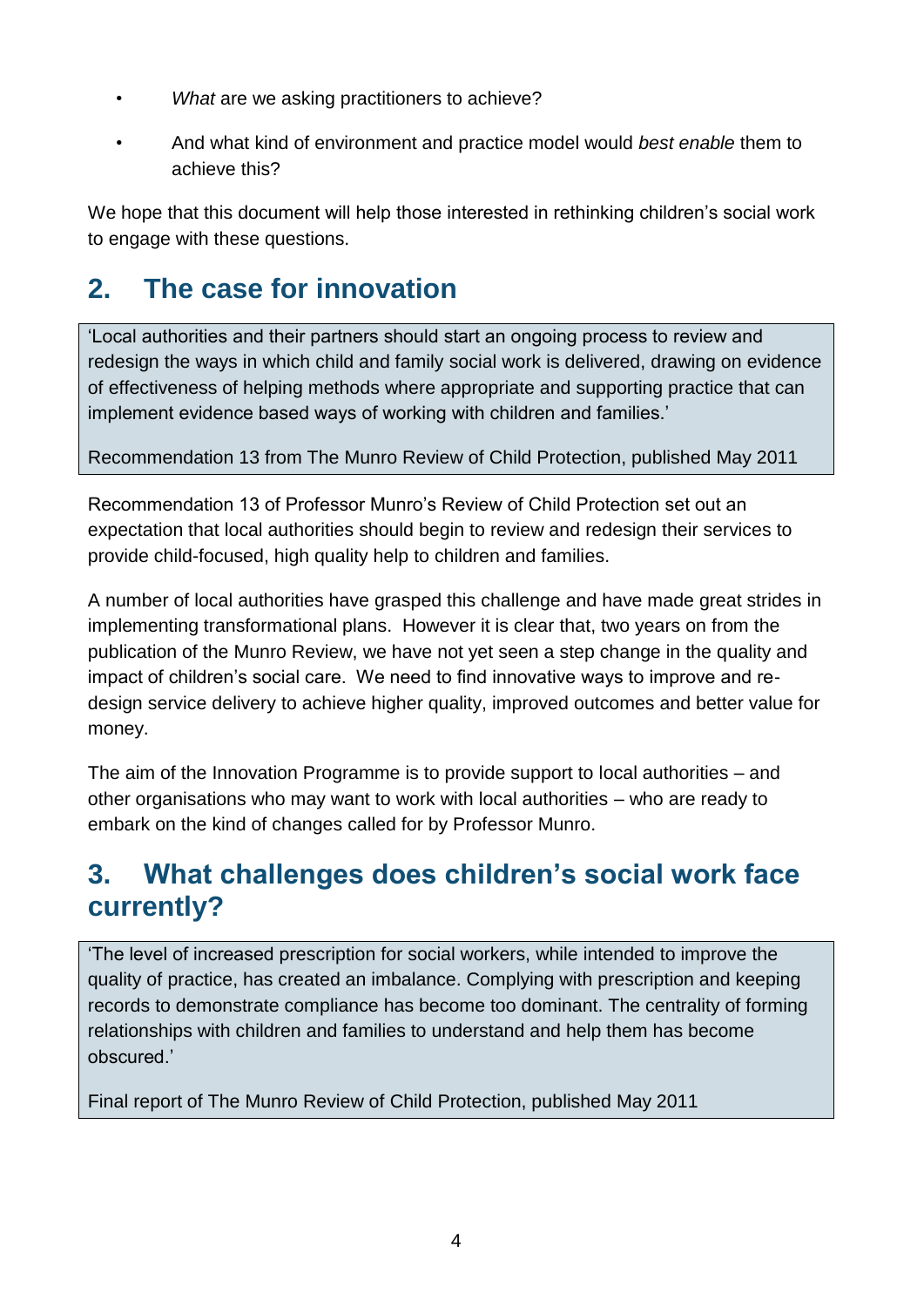- *What* are we asking practitioners to achieve?
- And what kind of environment and practice model would *best enable* them to achieve this?

We hope that this document will help those interested in rethinking children's social work to engage with these questions.

## 2. The case for innovation

> 'Local authorities and their partners should start an ongoing process to review and redesign the ways in which child and family social work is delivered, drawing on evidence of effectiveness of helping methods where appropriate and supporting practice that can implement evidence based ways of working with children and families.'
>
> Recommendation 13 from The Munro Review of Child Protection, published May 2011

Recommendation 13 of Professor Munro's Review of Child Protection set out an expectation that local authorities should begin to review and redesign their services to provide child-focused, high quality help to children and families.

A number of local authorities have grasped this challenge and have made great strides in implementing transformational plans. However it is clear that, two years on from the publication of the Munro Review, we have not yet seen a step change in the quality and impact of children's social care. We need to find innovative ways to improve and re-design service delivery to achieve higher quality, improved outcomes and better value for money.

The aim of the Innovation Programme is to provide support to local authorities – and other organisations who may want to work with local authorities – who are ready to embark on the kind of changes called for by Professor Munro.

## 3. What challenges does children's social work face currently?

> 'The level of increased prescription for social workers, while intended to improve the quality of practice, has created an imbalance. Complying with prescription and keeping records to demonstrate compliance has become too dominant. The centrality of forming relationships with children and families to understand and help them has become obscured.'
>
> Final report of The Munro Review of Child Protection, published May 2011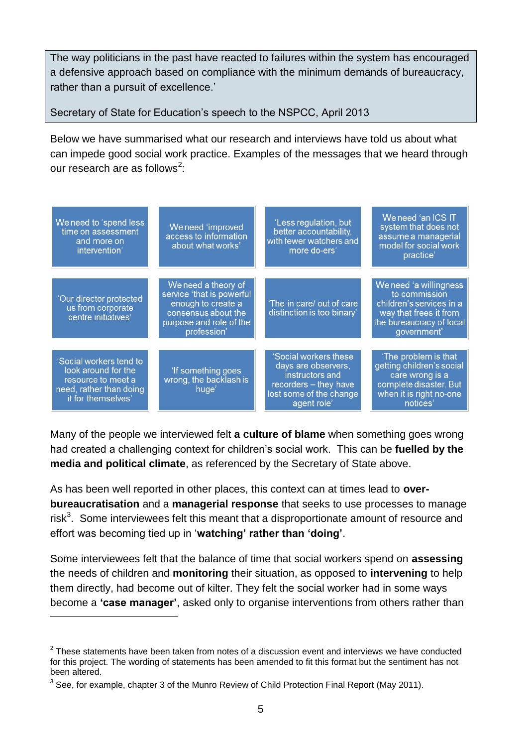> The way politicians in the past have reacted to failures within the system has encouraged a defensive approach based on compliance with the minimum demands of bureaucracy, rather than a pursuit of excellence.'
>
> Secretary of State for Education's speech to the NSPCC, April 2013

Below we have summarised what our research and interviews have told us about what can impede good social work practice. Examples of the messages that we heard through our research are as follows[2]:

| | | | |
|---|---|---|---|
| We need to 'spend less time on assessment and more on intervention' | We need 'improved access to information about what works' | 'Less regulation, but better accountability, with fewer watchers and more do-ers' | We need 'an ICS IT system that does not assume a managerial model for social work practice' |
| 'Our director protected us from corporate centre initiatives' | We need a theory of service 'that is powerful enough to create a consensus about the purpose and role of the profession' | 'The in care/ out of care distinction is too binary' | We need 'a willingness to commission children's services in a way that frees it from the bureaucracy of local government' |
| 'Social workers tend to look around for the resource to meet a need, rather than doing it for themselves' | 'If something goes wrong, the backlash is huge' | 'Social workers these days are observers, instructors and recorders – they have lost some of the change agent role' | 'The problem is that getting children's social care wrong is a complete disaster. But when it is right no-one notices' |

Many of the people we interviewed felt **a culture of blame** when something goes wrong had created a challenging context for children's social work. This can be **fuelled by the media and political climate**, as referenced by the Secretary of State above.

As has been well reported in other places, this context can at times lead to **over-bureaucratisation** and a **managerial response** that seeks to use processes to manage risk[3]. Some interviewees felt this meant that a disproportionate amount of resource and effort was becoming tied up in '**watching' rather than 'doing'**.

Some interviewees felt that the balance of time that social workers spend on **assessing** the needs of children and **monitoring** their situation, as opposed to **intervening** to help them directly, had become out of kilter. They felt the social worker had in some ways become a **'case manager'**, asked only to organise interventions from others rather than

---

[2] These statements have been taken from notes of a discussion event and interviews we have conducted for this project. The wording of statements has been amended to fit this format but the sentiment has not been altered.

[3] See, for example, chapter 3 of the Munro Review of Child Protection Final Report (May 2011).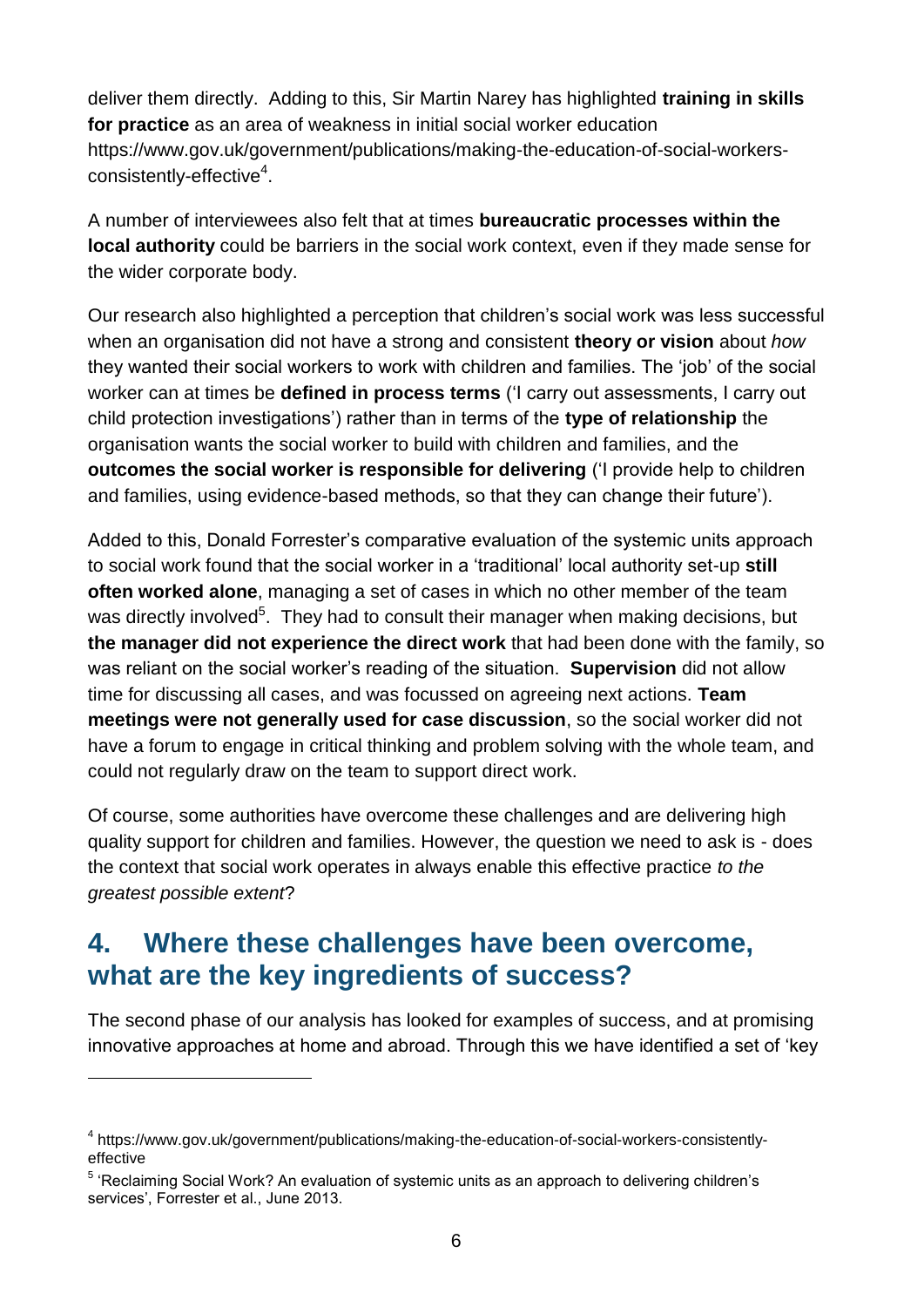deliver them directly. Adding to this, Sir Martin Narey has highlighted **training in skills for practice** as an area of weakness in initial social worker education https://www.gov.uk/government/publications/making-the-education-of-social-workers-consistently-effective[4].

A number of interviewees also felt that at times **bureaucratic processes within the local authority** could be barriers in the social work context, even if they made sense for the wider corporate body.

Our research also highlighted a perception that children's social work was less successful when an organisation did not have a strong and consistent **theory or vision** about *how* they wanted their social workers to work with children and families. The 'job' of the social worker can at times be **defined in process terms** ('I carry out assessments, I carry out child protection investigations') rather than in terms of the **type of relationship** the organisation wants the social worker to build with children and families, and the **outcomes the social worker is responsible for delivering** ('I provide help to children and families, using evidence-based methods, so that they can change their future').

Added to this, Donald Forrester's comparative evaluation of the systemic units approach to social work found that the social worker in a 'traditional' local authority set-up **still often worked alone**, managing a set of cases in which no other member of the team was directly involved[5]. They had to consult their manager when making decisions, but **the manager did not experience the direct work** that had been done with the family, so was reliant on the social worker's reading of the situation. **Supervision** did not allow time for discussing all cases, and was focussed on agreeing next actions. **Team meetings were not generally used for case discussion**, so the social worker did not have a forum to engage in critical thinking and problem solving with the whole team, and could not regularly draw on the team to support direct work.

Of course, some authorities have overcome these challenges and are delivering high quality support for children and families. However, the question we need to ask is - does the context that social work operates in always enable this effective practice *to the greatest possible extent*?

## 4. Where these challenges have been overcome, what are the key ingredients of success?

The second phase of our analysis has looked for examples of success, and at promising innovative approaches at home and abroad. Through this we have identified a set of 'key

---

[4] https://www.gov.uk/government/publications/making-the-education-of-social-workers-consistently-effective

[5] 'Reclaiming Social Work? An evaluation of systemic units as an approach to delivering children's services', Forrester et al., June 2013.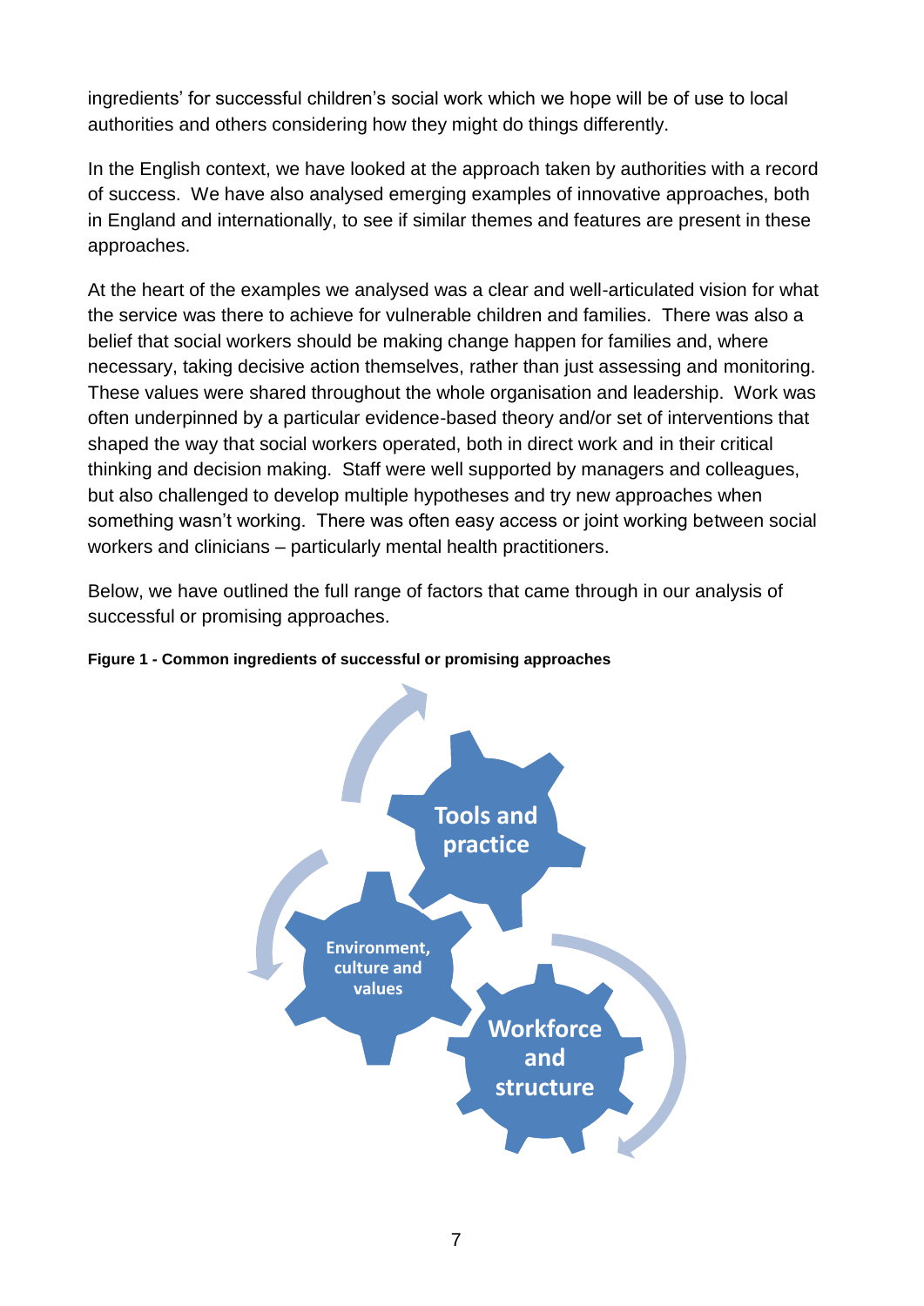ingredients' for successful children's social work which we hope will be of use to local authorities and others considering how they might do things differently.

In the English context, we have looked at the approach taken by authorities with a record of success. We have also analysed emerging examples of innovative approaches, both in England and internationally, to see if similar themes and features are present in these approaches.

At the heart of the examples we analysed was a clear and well-articulated vision for what the service was there to achieve for vulnerable children and families. There was also a belief that social workers should be making change happen for families and, where necessary, taking decisive action themselves, rather than just assessing and monitoring. These values were shared throughout the whole organisation and leadership. Work was often underpinned by a particular evidence-based theory and/or set of interventions that shaped the way that social workers operated, both in direct work and in their critical thinking and decision making. Staff were well supported by managers and colleagues, but also challenged to develop multiple hypotheses and try new approaches when something wasn't working. There was often easy access or joint working between social workers and clinicians – particularly mental health practitioners.

Below, we have outlined the full range of factors that came through in our analysis of successful or promising approaches.

**Figure 1 - Common ingredients of successful or promising approaches**

Tools and practice

Environment, culture and values

Workforce and structure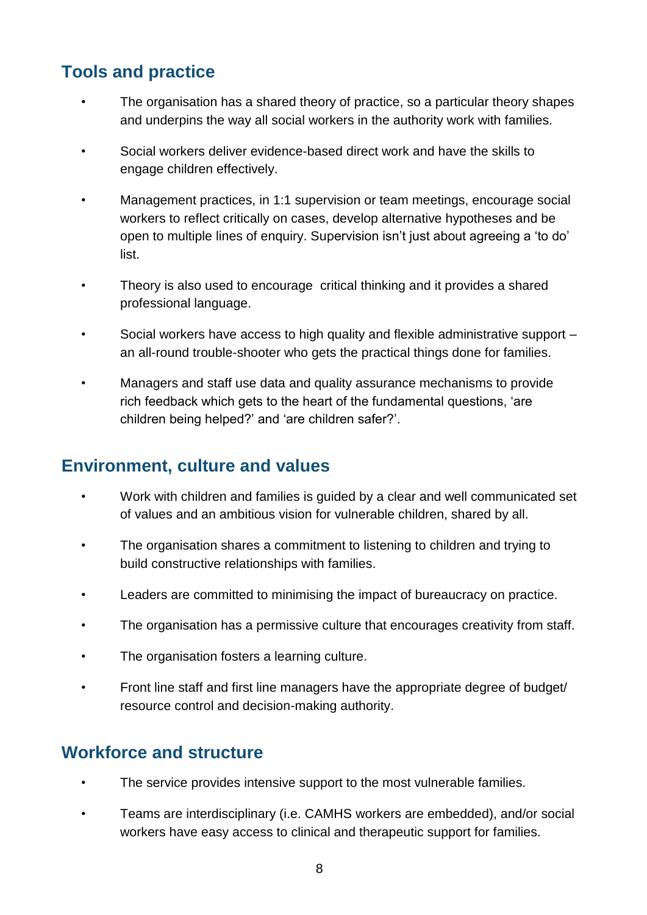## Tools and practice

- The organisation has a shared theory of practice, so a particular theory shapes and underpins the way all social workers in the authority work with families.
- Social workers deliver evidence-based direct work and have the skills to engage children effectively.
- Management practices, in 1:1 supervision or team meetings, encourage social workers to reflect critically on cases, develop alternative hypotheses and be open to multiple lines of enquiry. Supervision isn't just about agreeing a 'to do' list.
- Theory is also used to encourage critical thinking and it provides a shared professional language.
- Social workers have access to high quality and flexible administrative support – an all-round trouble-shooter who gets the practical things done for families.
- Managers and staff use data and quality assurance mechanisms to provide rich feedback which gets to the heart of the fundamental questions, 'are children being helped?' and 'are children safer?'.

## Environment, culture and values

- Work with children and families is guided by a clear and well communicated set of values and an ambitious vision for vulnerable children, shared by all.
- The organisation shares a commitment to listening to children and trying to build constructive relationships with families.
- Leaders are committed to minimising the impact of bureaucracy on practice.
- The organisation has a permissive culture that encourages creativity from staff.
- The organisation fosters a learning culture.
- Front line staff and first line managers have the appropriate degree of budget/ resource control and decision-making authority.

## Workforce and structure

- The service provides intensive support to the most vulnerable families.
- Teams are interdisciplinary (i.e. CAMHS workers are embedded), and/or social workers have easy access to clinical and therapeutic support for families.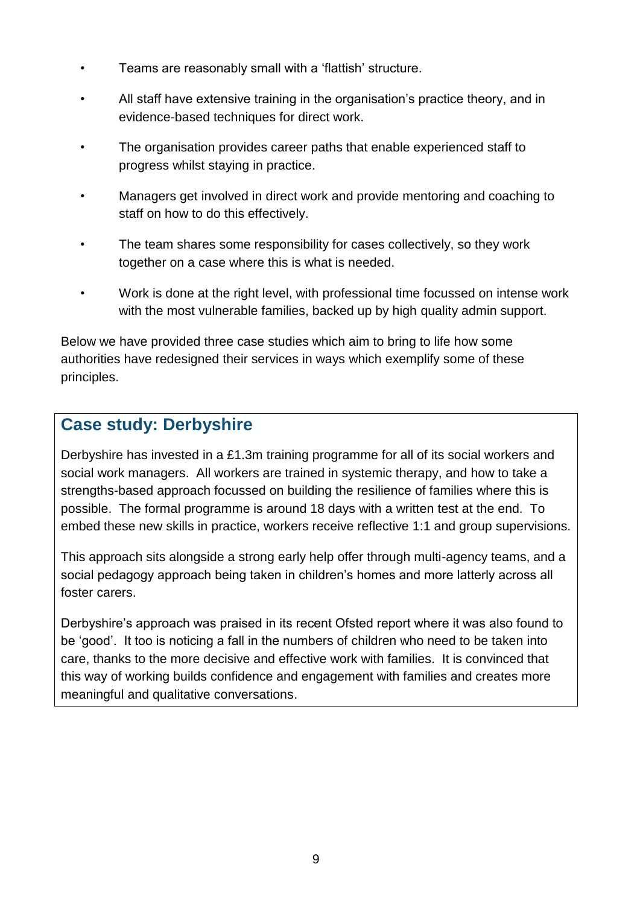- Teams are reasonably small with a 'flattish' structure.
- All staff have extensive training in the organisation's practice theory, and in evidence-based techniques for direct work.
- The organisation provides career paths that enable experienced staff to progress whilst staying in practice.
- Managers get involved in direct work and provide mentoring and coaching to staff on how to do this effectively.
- The team shares some responsibility for cases collectively, so they work together on a case where this is what is needed.
- Work is done at the right level, with professional time focussed on intense work with the most vulnerable families, backed up by high quality admin support.

Below we have provided three case studies which aim to bring to life how some authorities have redesigned their services in ways which exemplify some of these principles.

## Case study: Derbyshire

Derbyshire has invested in a £1.3m training programme for all of its social workers and social work managers. All workers are trained in systemic therapy, and how to take a strengths-based approach focussed on building the resilience of families where this is possible. The formal programme is around 18 days with a written test at the end. To embed these new skills in practice, workers receive reflective 1:1 and group supervisions.

This approach sits alongside a strong early help offer through multi-agency teams, and a social pedagogy approach being taken in children's homes and more latterly across all foster carers.

Derbyshire's approach was praised in its recent Ofsted report where it was also found to be 'good'. It too is noticing a fall in the numbers of children who need to be taken into care, thanks to the more decisive and effective work with families. It is convinced that this way of working builds confidence and engagement with families and creates more meaningful and qualitative conversations.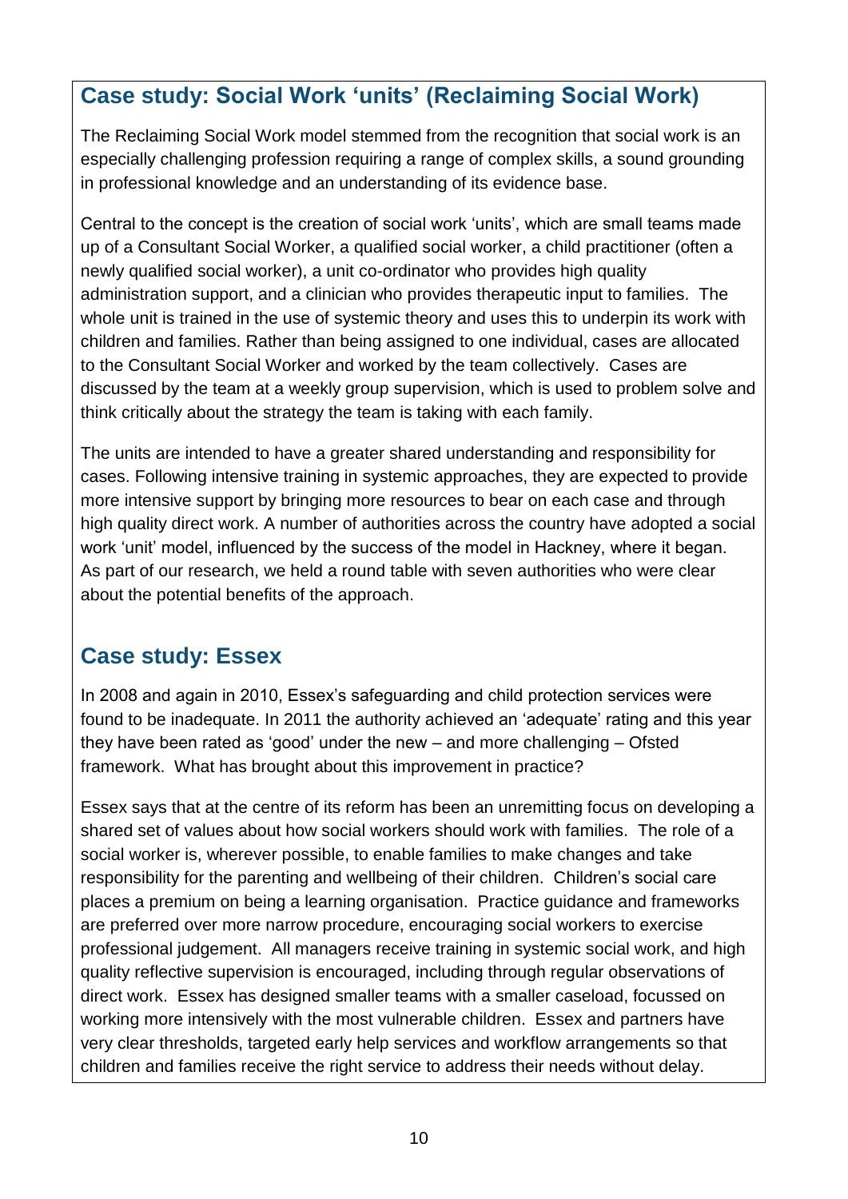## Case study: Social Work 'units' (Reclaiming Social Work)

The Reclaiming Social Work model stemmed from the recognition that social work is an especially challenging profession requiring a range of complex skills, a sound grounding in professional knowledge and an understanding of its evidence base.

Central to the concept is the creation of social work 'units', which are small teams made up of a Consultant Social Worker, a qualified social worker, a child practitioner (often a newly qualified social worker), a unit co-ordinator who provides high quality administration support, and a clinician who provides therapeutic input to families. The whole unit is trained in the use of systemic theory and uses this to underpin its work with children and families. Rather than being assigned to one individual, cases are allocated to the Consultant Social Worker and worked by the team collectively. Cases are discussed by the team at a weekly group supervision, which is used to problem solve and think critically about the strategy the team is taking with each family.

The units are intended to have a greater shared understanding and responsibility for cases. Following intensive training in systemic approaches, they are expected to provide more intensive support by bringing more resources to bear on each case and through high quality direct work. A number of authorities across the country have adopted a social work 'unit' model, influenced by the success of the model in Hackney, where it began. As part of our research, we held a round table with seven authorities who were clear about the potential benefits of the approach.

## Case study: Essex

In 2008 and again in 2010, Essex's safeguarding and child protection services were found to be inadequate. In 2011 the authority achieved an 'adequate' rating and this year they have been rated as 'good' under the new – and more challenging – Ofsted framework. What has brought about this improvement in practice?

Essex says that at the centre of its reform has been an unremitting focus on developing a shared set of values about how social workers should work with families. The role of a social worker is, wherever possible, to enable families to make changes and take responsibility for the parenting and wellbeing of their children. Children's social care places a premium on being a learning organisation. Practice guidance and frameworks are preferred over more narrow procedure, encouraging social workers to exercise professional judgement. All managers receive training in systemic social work, and high quality reflective supervision is encouraged, including through regular observations of direct work. Essex has designed smaller teams with a smaller caseload, focussed on working more intensively with the most vulnerable children. Essex and partners have very clear thresholds, targeted early help services and workflow arrangements so that children and families receive the right service to address their needs without delay.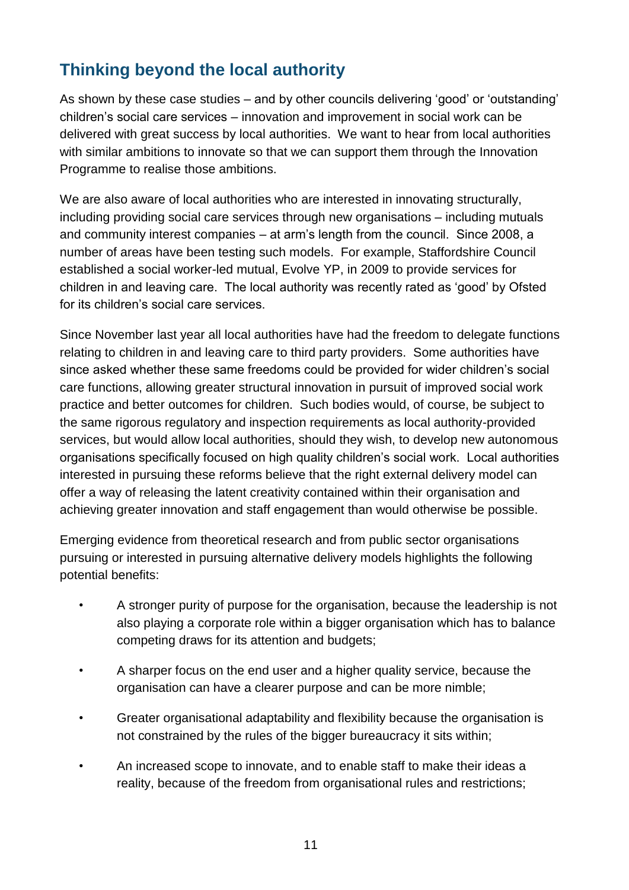## Thinking beyond the local authority

As shown by these case studies – and by other councils delivering 'good' or 'outstanding' children's social care services – innovation and improvement in social work can be delivered with great success by local authorities. We want to hear from local authorities with similar ambitions to innovate so that we can support them through the Innovation Programme to realise those ambitions.

We are also aware of local authorities who are interested in innovating structurally, including providing social care services through new organisations – including mutuals and community interest companies – at arm's length from the council. Since 2008, a number of areas have been testing such models. For example, Staffordshire Council established a social worker-led mutual, Evolve YP, in 2009 to provide services for children in and leaving care. The local authority was recently rated as 'good' by Ofsted for its children's social care services.

Since November last year all local authorities have had the freedom to delegate functions relating to children in and leaving care to third party providers. Some authorities have since asked whether these same freedoms could be provided for wider children's social care functions, allowing greater structural innovation in pursuit of improved social work practice and better outcomes for children. Such bodies would, of course, be subject to the same rigorous regulatory and inspection requirements as local authority-provided services, but would allow local authorities, should they wish, to develop new autonomous organisations specifically focused on high quality children's social work. Local authorities interested in pursuing these reforms believe that the right external delivery model can offer a way of releasing the latent creativity contained within their organisation and achieving greater innovation and staff engagement than would otherwise be possible.

Emerging evidence from theoretical research and from public sector organisations pursuing or interested in pursuing alternative delivery models highlights the following potential benefits:

- A stronger purity of purpose for the organisation, because the leadership is not also playing a corporate role within a bigger organisation which has to balance competing draws for its attention and budgets;
- A sharper focus on the end user and a higher quality service, because the organisation can have a clearer purpose and can be more nimble;
- Greater organisational adaptability and flexibility because the organisation is not constrained by the rules of the bigger bureaucracy it sits within;
- An increased scope to innovate, and to enable staff to make their ideas a reality, because of the freedom from organisational rules and restrictions;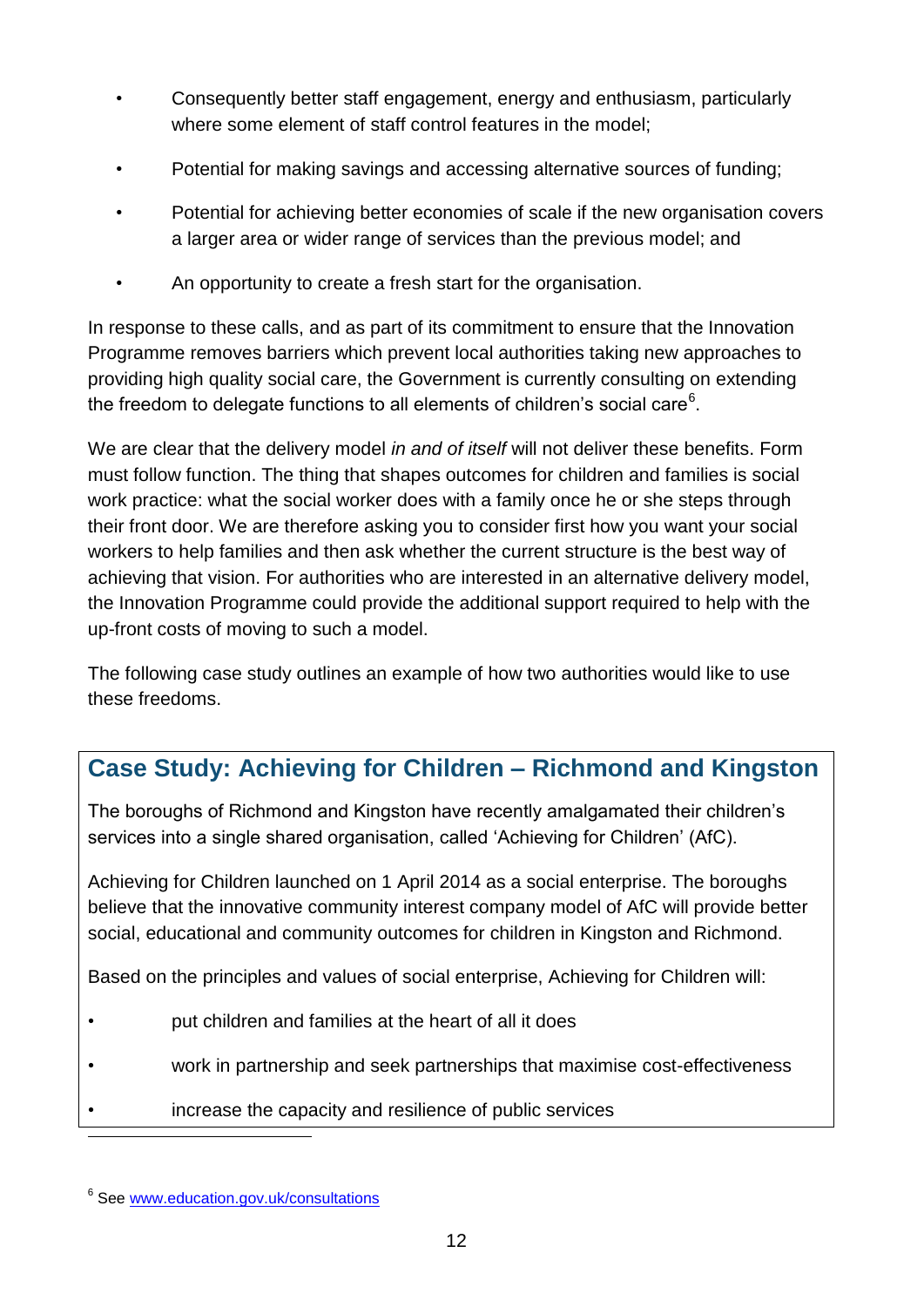- Consequently better staff engagement, energy and enthusiasm, particularly where some element of staff control features in the model;
- Potential for making savings and accessing alternative sources of funding;
- Potential for achieving better economies of scale if the new organisation covers a larger area or wider range of services than the previous model; and
- An opportunity to create a fresh start for the organisation.

In response to these calls, and as part of its commitment to ensure that the Innovation Programme removes barriers which prevent local authorities taking new approaches to providing high quality social care, the Government is currently consulting on extending the freedom to delegate functions to all elements of children's social care[6].

We are clear that the delivery model *in and of itself* will not deliver these benefits. Form must follow function. The thing that shapes outcomes for children and families is social work practice: what the social worker does with a family once he or she steps through their front door. We are therefore asking you to consider first how you want your social workers to help families and then ask whether the current structure is the best way of achieving that vision. For authorities who are interested in an alternative delivery model, the Innovation Programme could provide the additional support required to help with the up-front costs of moving to such a model.

The following case study outlines an example of how two authorities would like to use these freedoms.

## Case Study: Achieving for Children – Richmond and Kingston

The boroughs of Richmond and Kingston have recently amalgamated their children's services into a single shared organisation, called 'Achieving for Children' (AfC).

Achieving for Children launched on 1 April 2014 as a social enterprise. The boroughs believe that the innovative community interest company model of AfC will provide better social, educational and community outcomes for children in Kingston and Richmond.

Based on the principles and values of social enterprise, Achieving for Children will:

- put children and families at the heart of all it does
- work in partnership and seek partnerships that maximise cost-effectiveness
- increase the capacity and resilience of public services

[6] See www.education.gov.uk/consultations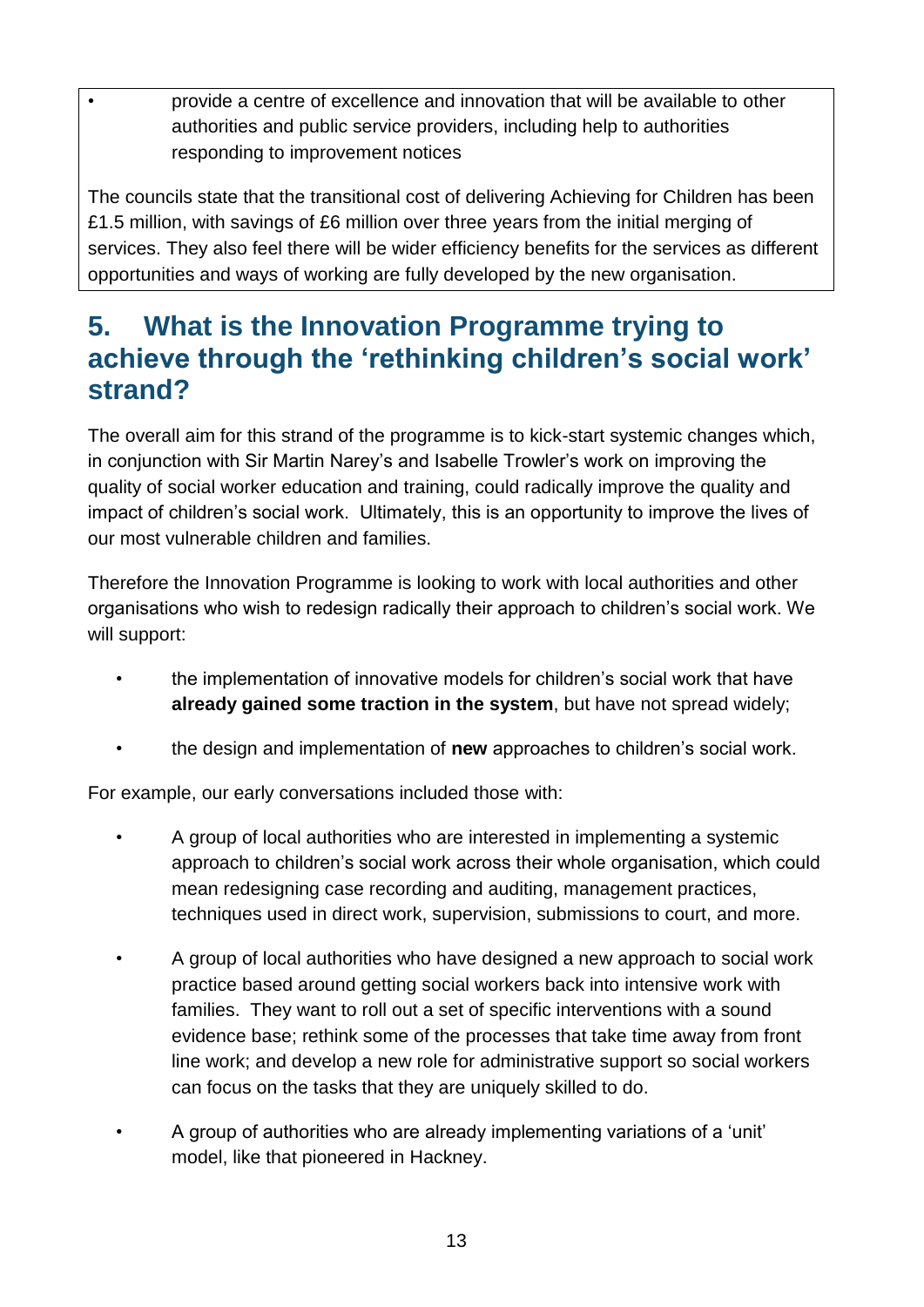- provide a centre of excellence and innovation that will be available to other authorities and public service providers, including help to authorities responding to improvement notices

The councils state that the transitional cost of delivering Achieving for Children has been £1.5 million, with savings of £6 million over three years from the initial merging of services. They also feel there will be wider efficiency benefits for the services as different opportunities and ways of working are fully developed by the new organisation.

## 5. What is the Innovation Programme trying to achieve through the 'rethinking children's social work' strand?

The overall aim for this strand of the programme is to kick-start systemic changes which, in conjunction with Sir Martin Narey's and Isabelle Trowler's work on improving the quality of social worker education and training, could radically improve the quality and impact of children's social work. Ultimately, this is an opportunity to improve the lives of our most vulnerable children and families.

Therefore the Innovation Programme is looking to work with local authorities and other organisations who wish to redesign radically their approach to children's social work. We will support:

- the implementation of innovative models for children's social work that have **already gained some traction in the system**, but have not spread widely;
- the design and implementation of **new** approaches to children's social work.

For example, our early conversations included those with:

- A group of local authorities who are interested in implementing a systemic approach to children's social work across their whole organisation, which could mean redesigning case recording and auditing, management practices, techniques used in direct work, supervision, submissions to court, and more.
- A group of local authorities who have designed a new approach to social work practice based around getting social workers back into intensive work with families. They want to roll out a set of specific interventions with a sound evidence base; rethink some of the processes that take time away from front line work; and develop a new role for administrative support so social workers can focus on the tasks that they are uniquely skilled to do.
- A group of authorities who are already implementing variations of a 'unit' model, like that pioneered in Hackney.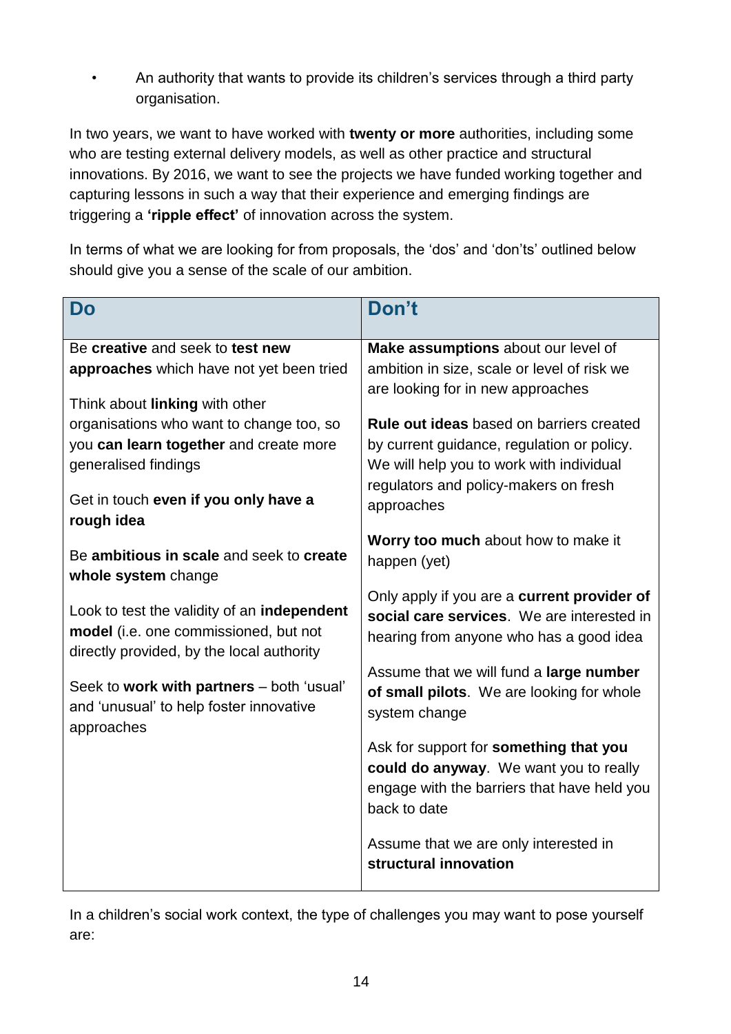- An authority that wants to provide its children's services through a third party organisation.

In two years, we want to have worked with **twenty or more** authorities, including some who are testing external delivery models, as well as other practice and structural innovations. By 2016, we want to see the projects we have funded working together and capturing lessons in such a way that their experience and emerging findings are triggering a **'ripple effect'** of innovation across the system.

In terms of what we are looking for from proposals, the 'dos' and 'don'ts' outlined below should give you a sense of the scale of our ambition.

| Do | Don't |
|---|---|
| Be **creative** and seek to **test new approaches** which have not yet been tried | **Make assumptions** about our level of ambition in size, scale or level of risk we are looking for in new approaches |
| Think about **linking** with other organisations who want to change too, so you **can learn together** and create more generalised findings | **Rule out ideas** based on barriers created by current guidance, regulation or policy. We will help you to work with individual regulators and policy-makers on fresh approaches |
| Get in touch **even if you only have a rough idea** | **Worry too much** about how to make it happen (yet) |
| Be **ambitious in scale** and seek to **create whole system** change | Only apply if you are a **current provider of social care services**. We are interested in hearing from anyone who has a good idea |
| Look to test the validity of an **independent model** (i.e. one commissioned, but not directly provided, by the local authority | Assume that we will fund a **large number of small pilots**. We are looking for whole system change |
| Seek to **work with partners** – both 'usual' and 'unusual' to help foster innovative approaches | Ask for support for **something that you could do anyway**. We want you to really engage with the barriers that have held you back to date |
| | Assume that we are only interested in **structural innovation** |

In a children's social work context, the type of challenges you may want to pose yourself are: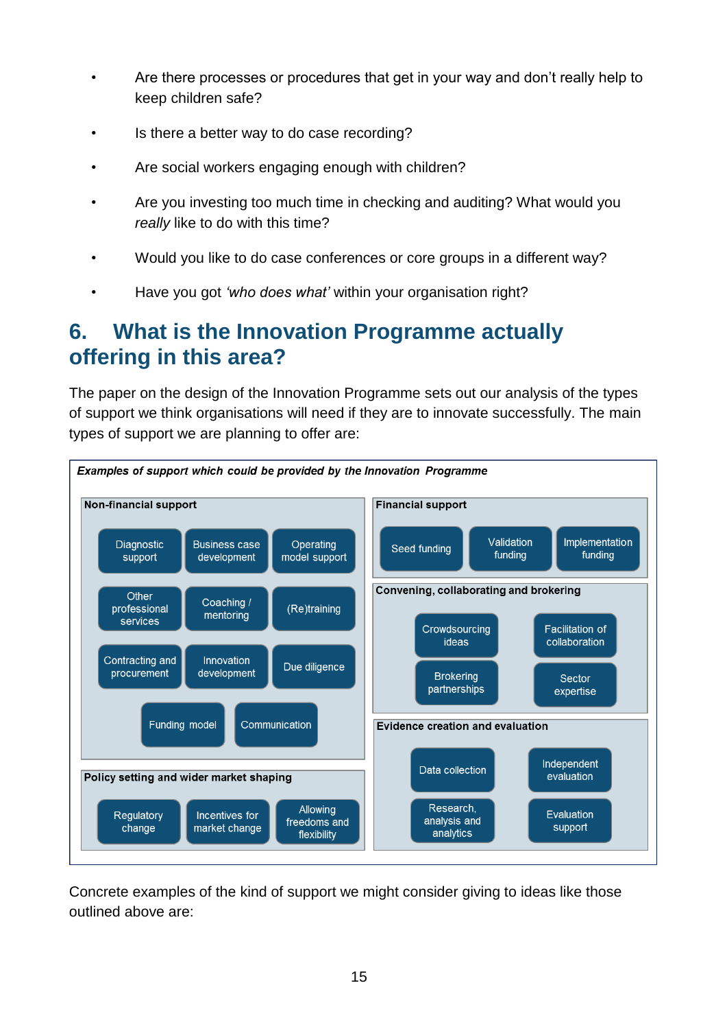- Are there processes or procedures that get in your way and don't really help to keep children safe?
- Is there a better way to do case recording?
- Are social workers engaging enough with children?
- Are you investing too much time in checking and auditing? What would you *really* like to do with this time?
- Would you like to do case conferences or core groups in a different way?
- Have you got *'who does what'* within your organisation right?

## 6. What is the Innovation Programme actually offering in this area?

The paper on the design of the Innovation Programme sets out our analysis of the types of support we think organisations will need if they are to innovate successfully. The main types of support we are planning to offer are:

***Examples of support which could be provided by the Innovation Programme***

**Non-financial support**

- Diagnostic support
- Business case development
- Operating model support
- Other professional services
- Coaching / mentoring
- (Re)training
- Contracting and procurement
- Innovation development
- Due diligence
- Funding model
- Communication

**Policy setting and wider market shaping**

- Regulatory change
- Incentives for market change
- Allowing freedoms and flexibility

**Financial support**

- Seed funding
- Validation funding
- Implementation funding

**Convening, collaborating and brokering**

- Crowdsourcing ideas
- Facilitation of collaboration
- Brokering partnerships
- Sector expertise

**Evidence creation and evaluation**

- Data collection
- Independent evaluation
- Research, analysis and analytics
- Evaluation support

Concrete examples of the kind of support we might consider giving to ideas like those outlined above are: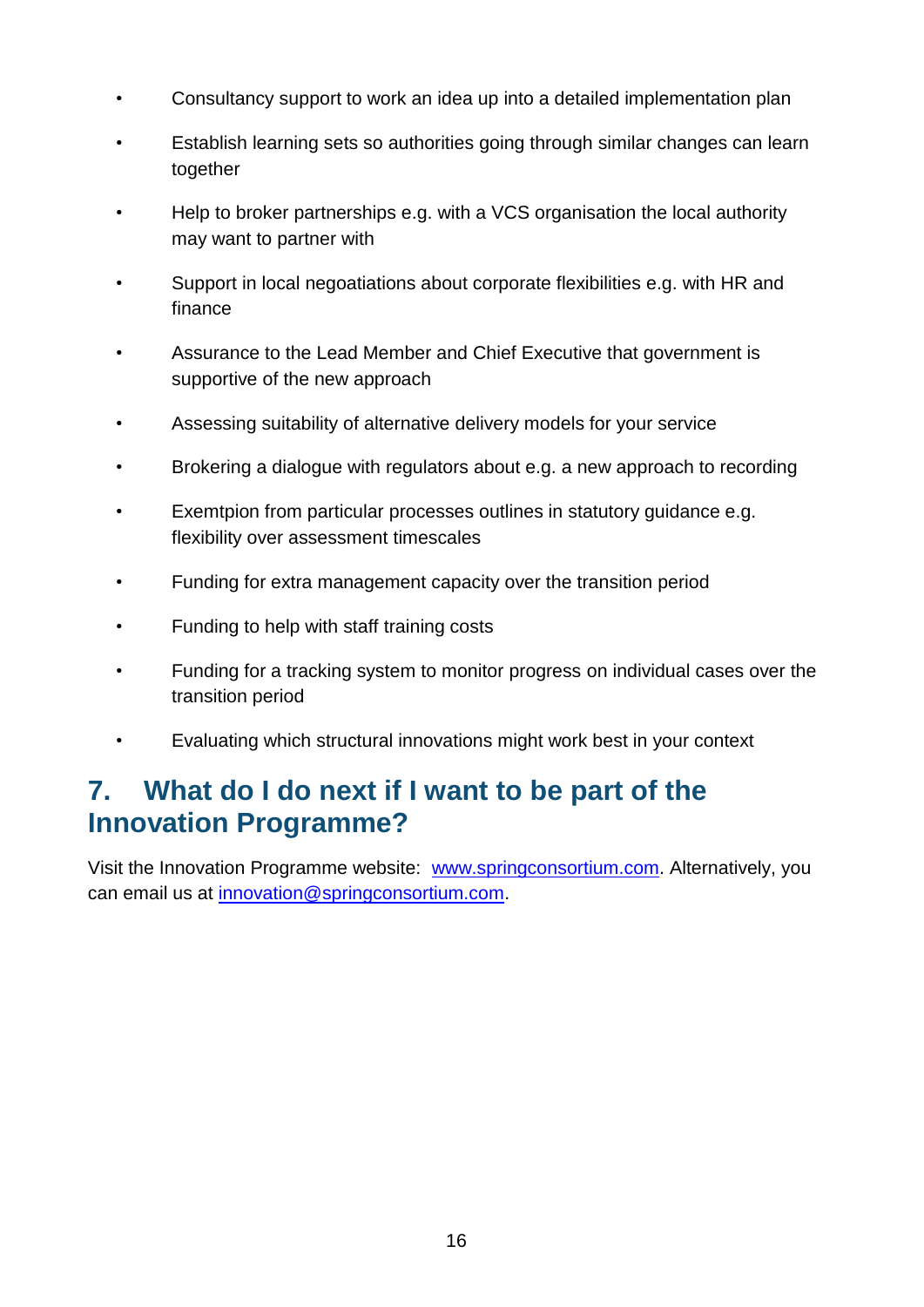- Consultancy support to work an idea up into a detailed implementation plan
- Establish learning sets so authorities going through similar changes can learn together
- Help to broker partnerships e.g. with a VCS organisation the local authority may want to partner with
- Support in local negoatiations about corporate flexibilities e.g. with HR and finance
- Assurance to the Lead Member and Chief Executive that government is supportive of the new approach
- Assessing suitability of alternative delivery models for your service
- Brokering a dialogue with regulators about e.g. a new approach to recording
- Exemtpion from particular processes outlines in statutory guidance e.g. flexibility over assessment timescales
- Funding for extra management capacity over the transition period
- Funding to help with staff training costs
- Funding for a tracking system to monitor progress on individual cases over the transition period
- Evaluating which structural innovations might work best in your context

## 7. What do I do next if I want to be part of the Innovation Programme?

Visit the Innovation Programme website: www.springconsortium.com. Alternatively, you can email us at innovation@springconsortium.com.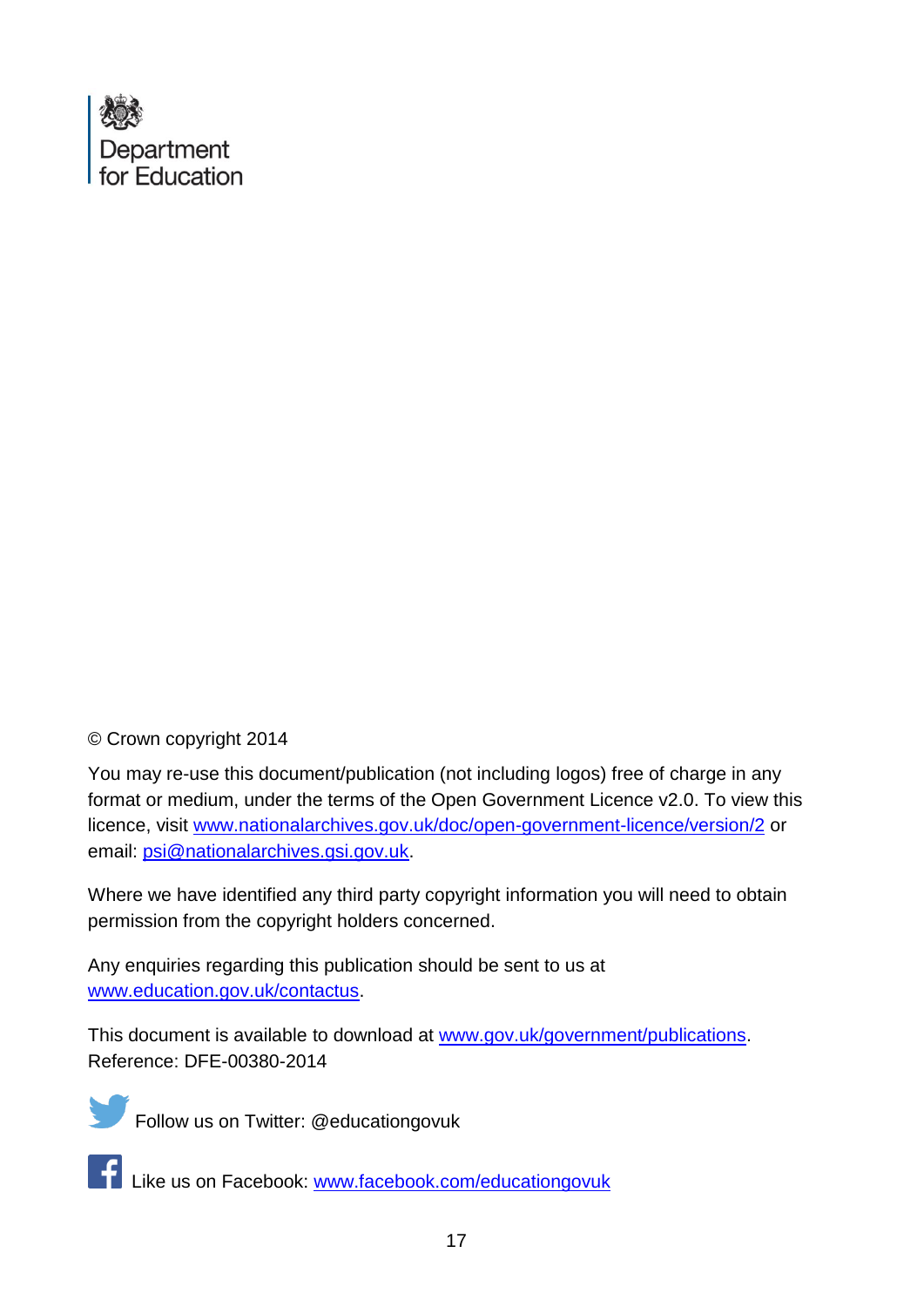Department for Education

© Crown copyright 2014

You may re-use this document/publication (not including logos) free of charge in any format or medium, under the terms of the Open Government Licence v2.0. To view this licence, visit www.nationalarchives.gov.uk/doc/open-government-licence/version/2 or email: psi@nationalarchives.gsi.gov.uk.

Where we have identified any third party copyright information you will need to obtain permission from the copyright holders concerned.

Any enquiries regarding this publication should be sent to us at www.education.gov.uk/contactus.

This document is available to download at www.gov.uk/government/publications.
Reference: DFE-00380-2014

Follow us on Twitter: @educationgovuk

Like us on Facebook: www.facebook.com/educationgovuk